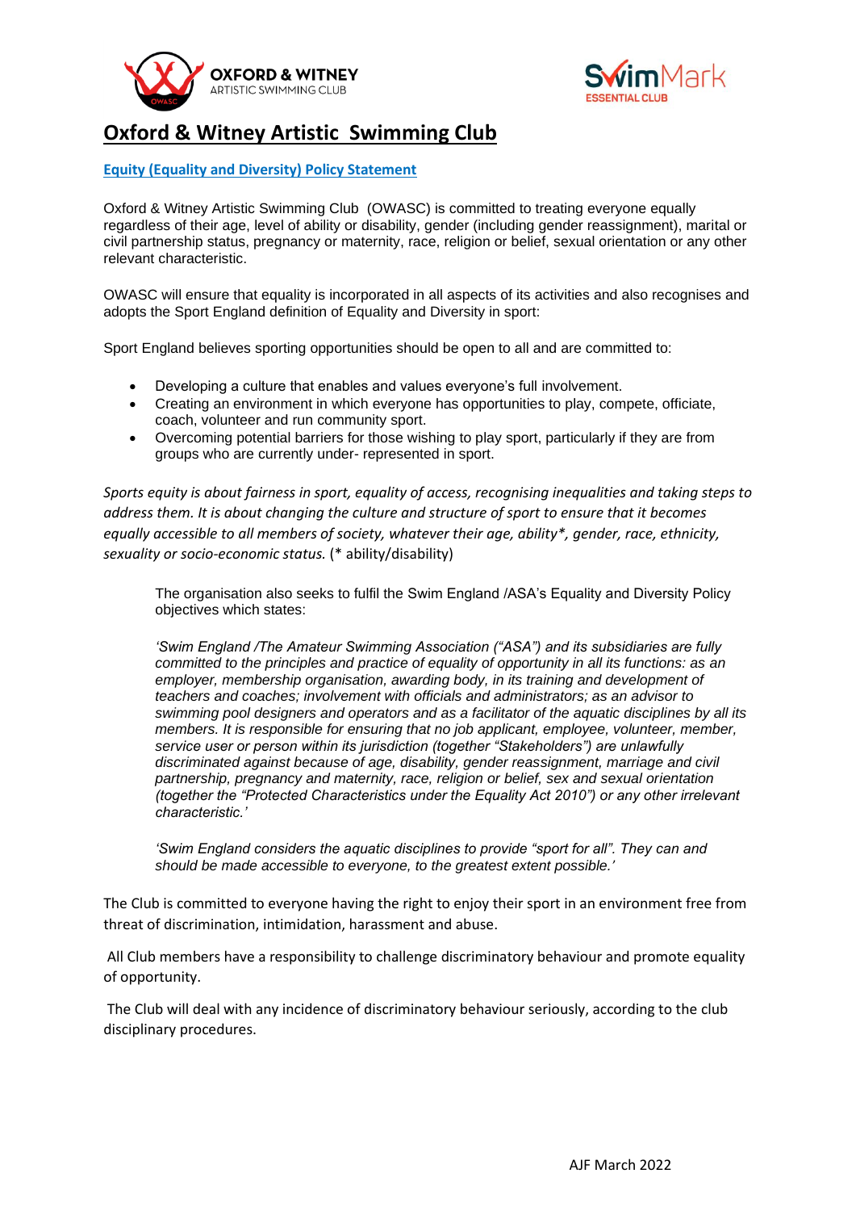# Oxford & Witney Artistic Swimming Club

**Equity (Equality and Diversity) Policy Statement**

Oxford & Witney Artistic Swimming Club (OWASC) is committed to treating everyone equally regardless of their age, level of ability or disability, gender (including gender reassignment), marital or civil partnership status, pregnancy or maternity, race, religion or belief, sexual orientation or any other relevant characteristic.

OWASC will ensure that equality is incorporated in all aspects of its activities and also recognises and adopts the Sport England definition of Equality and Diversity in sport:

Sport England believes sporting opportunities should be open to all and are committed to:

- Developing a culture that enables and values everyone's full involvement.
- Creating an environment in which everyone has opportunities to play, compete, officiate, coach, volunteer and run community sport.
- Overcoming potential barriers for those wishing to play sport, particularly if they are from groups who are currently under- represented in sport.

*Sports equity is about fairness in sport, equality of access, recognising inequalities and taking steps to address them. It is about changing the culture and structure of sport to ensure that it becomes equally accessible to all members of society, whatever their age, ability*, gender, race, ethnicity, sexuality or socio-economic status.* (* ability/disability)

> The organisation also seeks to fulfil the Swim England /ASA's Equality and Diversity Policy objectives which states:
>
> *'Swim England /The Amateur Swimming Association ("ASA") and its subsidiaries are fully committed to the principles and practice of equality of opportunity in all its functions: as an employer, membership organisation, awarding body, in its training and development of teachers and coaches; involvement with officials and administrators; as an advisor to swimming pool designers and operators and as a facilitator of the aquatic disciplines by all its members. It is responsible for ensuring that no job applicant, employee, volunteer, member, service user or person within its jurisdiction (together "Stakeholders") are unlawfully discriminated against because of age, disability, gender reassignment, marriage and civil partnership, pregnancy and maternity, race, religion or belief, sex and sexual orientation (together the "Protected Characteristics under the Equality Act 2010") or any other irrelevant characteristic.'*
>
> *'Swim England considers the aquatic disciplines to provide "sport for all". They can and should be made accessible to everyone, to the greatest extent possible.'*

The Club is committed to everyone having the right to enjoy their sport in an environment free from threat of discrimination, intimidation, harassment and abuse.

All Club members have a responsibility to challenge discriminatory behaviour and promote equality of opportunity.

The Club will deal with any incidence of discriminatory behaviour seriously, according to the club disciplinary procedures.

AJF March 2022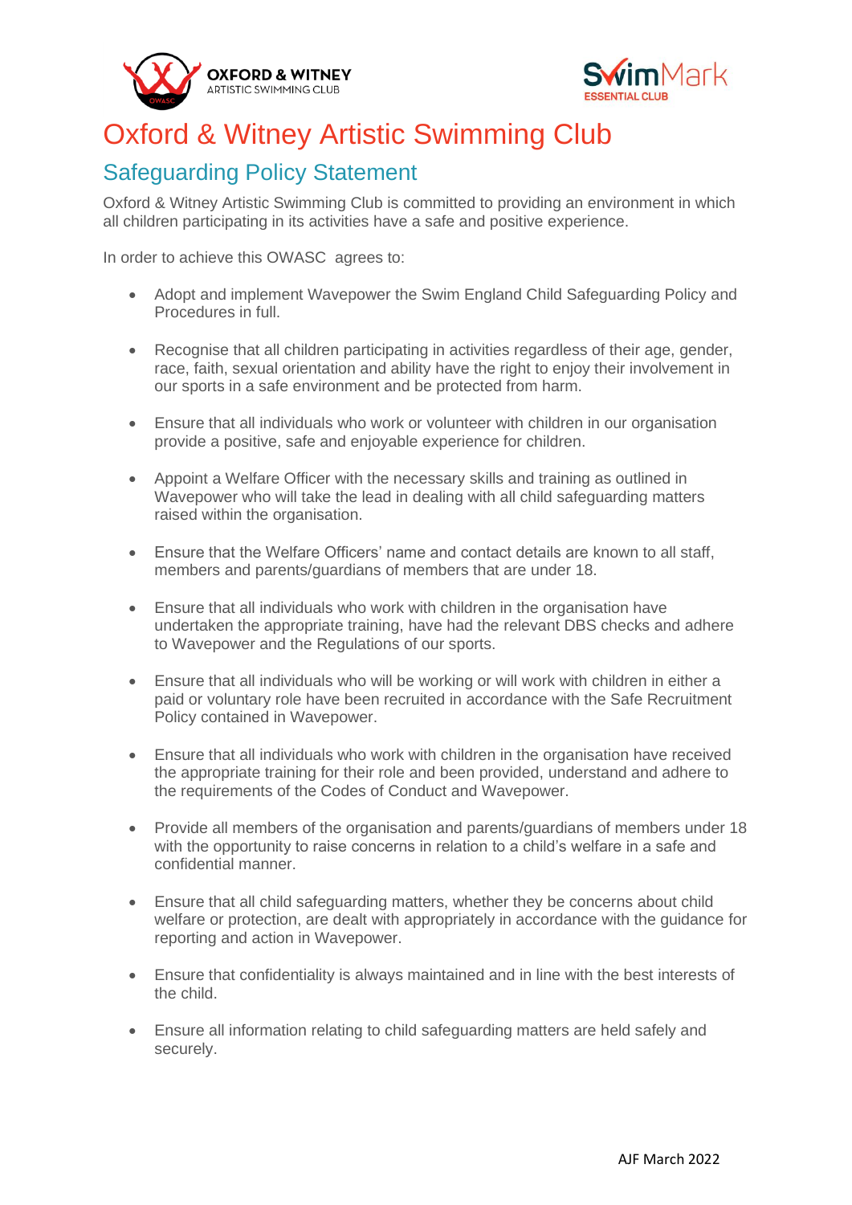# Oxford & Witney Artistic Swimming Club

## Safeguarding Policy Statement

Oxford & Witney Artistic Swimming Club is committed to providing an environment in which all children participating in its activities have a safe and positive experience.

In order to achieve this OWASC agrees to:

- Adopt and implement Wavepower the Swim England Child Safeguarding Policy and Procedures in full.
- Recognise that all children participating in activities regardless of their age, gender, race, faith, sexual orientation and ability have the right to enjoy their involvement in our sports in a safe environment and be protected from harm.
- Ensure that all individuals who work or volunteer with children in our organisation provide a positive, safe and enjoyable experience for children.
- Appoint a Welfare Officer with the necessary skills and training as outlined in Wavepower who will take the lead in dealing with all child safeguarding matters raised within the organisation.
- Ensure that the Welfare Officers' name and contact details are known to all staff, members and parents/guardians of members that are under 18.
- Ensure that all individuals who work with children in the organisation have undertaken the appropriate training, have had the relevant DBS checks and adhere to Wavepower and the Regulations of our sports.
- Ensure that all individuals who will be working or will work with children in either a paid or voluntary role have been recruited in accordance with the Safe Recruitment Policy contained in Wavepower.
- Ensure that all individuals who work with children in the organisation have received the appropriate training for their role and been provided, understand and adhere to the requirements of the Codes of Conduct and Wavepower.
- Provide all members of the organisation and parents/guardians of members under 18 with the opportunity to raise concerns in relation to a child's welfare in a safe and confidential manner.
- Ensure that all child safeguarding matters, whether they be concerns about child welfare or protection, are dealt with appropriately in accordance with the guidance for reporting and action in Wavepower.
- Ensure that confidentiality is always maintained and in line with the best interests of the child.
- Ensure all information relating to child safeguarding matters are held safely and securely.

AJF March 2022